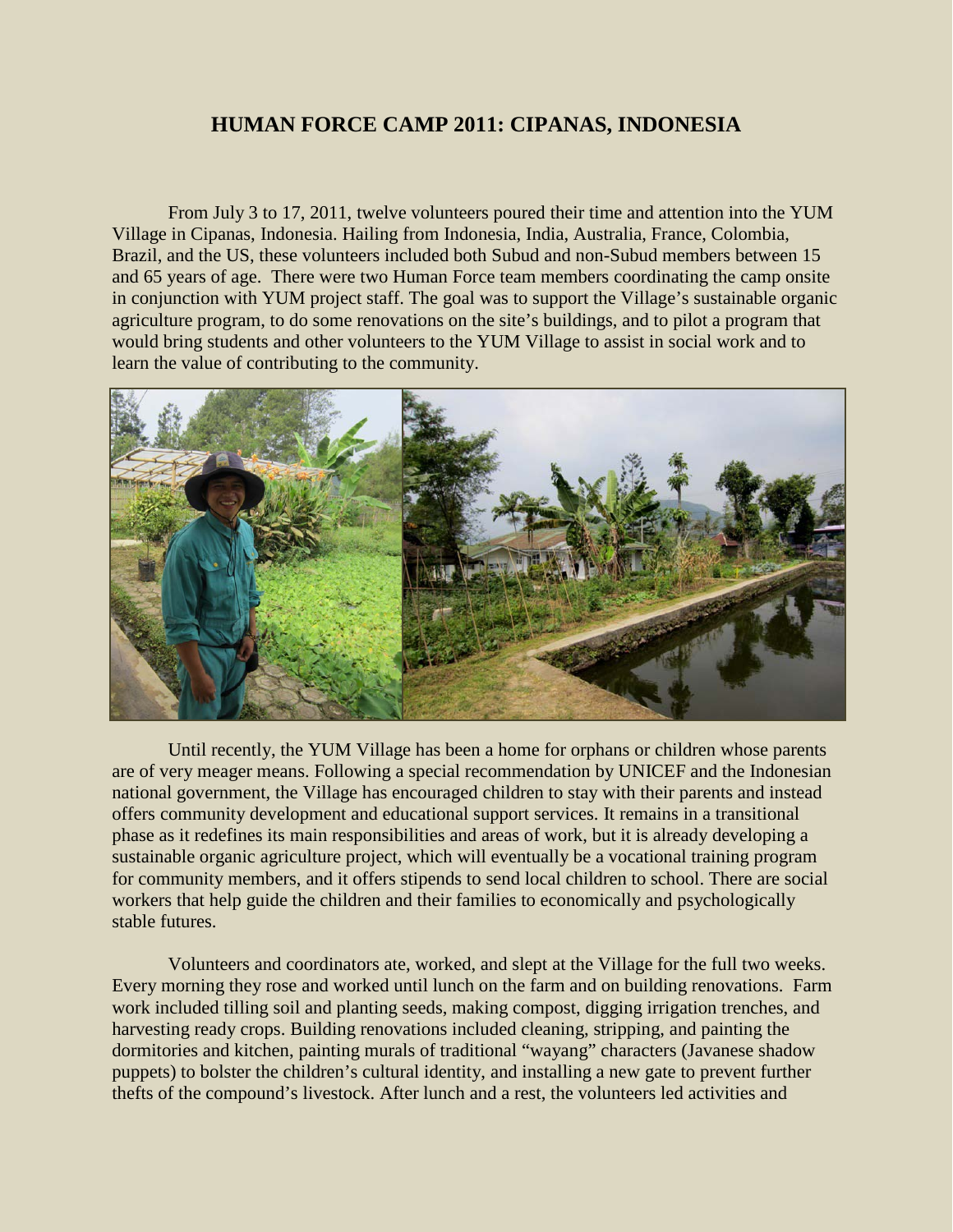# HUMAN FORCE CAMP 2011: CIPANAS, INDONESIA

From July 3 to 17, 2011, twelve volunteers poured their time and attention into the YUM Village in Cipanas, Indonesia. Hailing from Indonesia, India, Australia, France, Colombia, Brazil, and the US, these volunteers included both Subud and non-Subud members between 15 and 65 years of age. There were two Human Force team members coordinating the camp onsite in conjunction with YUM project staff. The goal was to support the Village's sustainable organic agriculture program, to do some renovations on the site's buildings, and to pilot a program that would bring students and other volunteers to the YUM Village to assist in social work and to learn the value of contributing to the community.

Until recently, the YUM Village has been a home for orphans or children whose parents are of very meager means. Following a special recommendation by UNICEF and the Indonesian national government, the Village has encouraged children to stay with their parents and instead offers community development and educational support services. It remains in a transitional phase as it redefines its main responsibilities and areas of work, but it is already developing a sustainable organic agriculture project, which will eventually be a vocational training program for community members, and it offers stipends to send local children to school. There are social workers that help guide the children and their families to economically and psychologically stable futures.

Volunteers and coordinators ate, worked, and slept at the Village for the full two weeks. Every morning they rose and worked until lunch on the farm and on building renovations. Farm work included tilling soil and planting seeds, making compost, digging irrigation trenches, and harvesting ready crops. Building renovations included cleaning, stripping, and painting the dormitories and kitchen, painting murals of traditional "wayang" characters (Javanese shadow puppets) to bolster the children's cultural identity, and installing a new gate to prevent further thefts of the compound's livestock. After lunch and a rest, the volunteers led activities and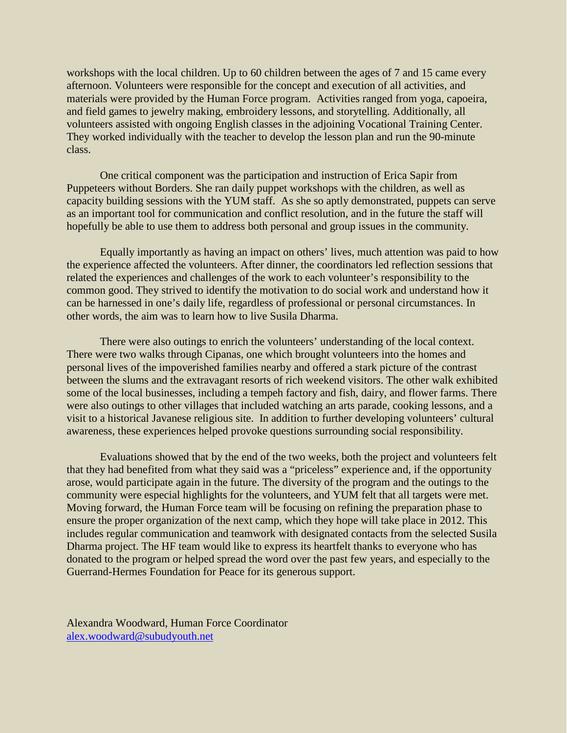workshops with the local children. Up to 60 children between the ages of 7 and 15 came every afternoon. Volunteers were responsible for the concept and execution of all activities, and materials were provided by the Human Force program. Activities ranged from yoga, capoeira, and field games to jewelry making, embroidery lessons, and storytelling. Additionally, all volunteers assisted with ongoing English classes in the adjoining Vocational Training Center. They worked individually with the teacher to develop the lesson plan and run the 90-minute class.

One critical component was the participation and instruction of Erica Sapir from Puppeteers without Borders. She ran daily puppet workshops with the children, as well as capacity building sessions with the YUM staff. As she so aptly demonstrated, puppets can serve as an important tool for communication and conflict resolution, and in the future the staff will hopefully be able to use them to address both personal and group issues in the community.

Equally importantly as having an impact on others' lives, much attention was paid to how the experience affected the volunteers. After dinner, the coordinators led reflection sessions that related the experiences and challenges of the work to each volunteer's responsibility to the common good. They strived to identify the motivation to do social work and understand how it can be harnessed in one's daily life, regardless of professional or personal circumstances. In other words, the aim was to learn how to live Susila Dharma.

There were also outings to enrich the volunteers' understanding of the local context. There were two walks through Cipanas, one which brought volunteers into the homes and personal lives of the impoverished families nearby and offered a stark picture of the contrast between the slums and the extravagant resorts of rich weekend visitors. The other walk exhibited some of the local businesses, including a tempeh factory and fish, dairy, and flower farms. There were also outings to other villages that included watching an arts parade, cooking lessons, and a visit to a historical Javanese religious site. In addition to further developing volunteers' cultural awareness, these experiences helped provoke questions surrounding social responsibility.

Evaluations showed that by the end of the two weeks, both the project and volunteers felt that they had benefited from what they said was a "priceless" experience and, if the opportunity arose, would participate again in the future. The diversity of the program and the outings to the community were especial highlights for the volunteers, and YUM felt that all targets were met. Moving forward, the Human Force team will be focusing on refining the preparation phase to ensure the proper organization of the next camp, which they hope will take place in 2012. This includes regular communication and teamwork with designated contacts from the selected Susila Dharma project. The HF team would like to express its heartfelt thanks to everyone who has donated to the program or helped spread the word over the past few years, and especially to the Guerrand-Hermes Foundation for Peace for its generous support.

Alexandra Woodward, Human Force Coordinator
alex.woodward@subudyouth.net